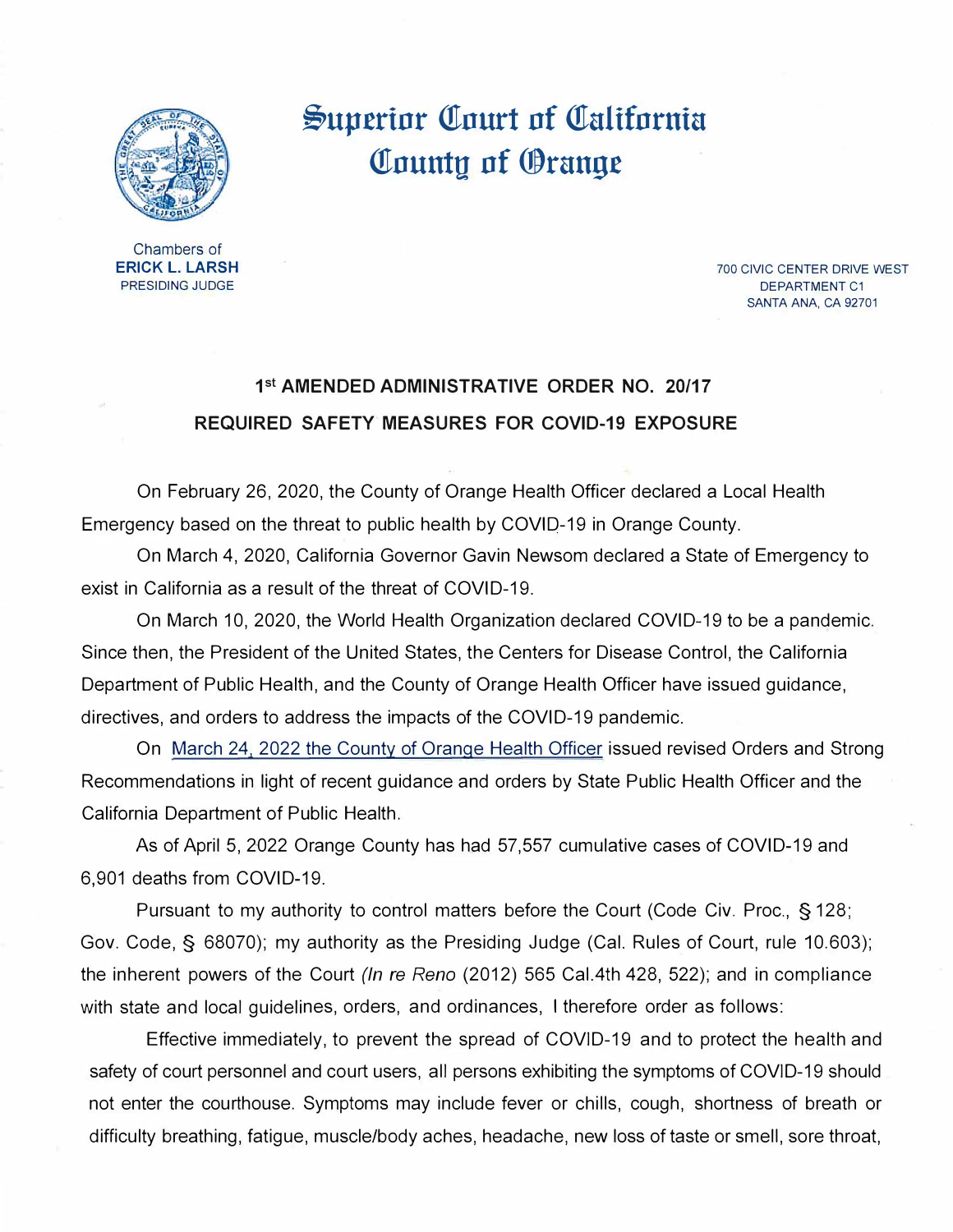# Superior Court of California
# County of Orange

Chambers of
**ERICK L. LARSH**
PRESIDING JUDGE

700 CIVIC CENTER DRIVE WEST
DEPARTMENT C1
SANTA ANA, CA 92701

## 1st AMENDED ADMINISTRATIVE ORDER NO. 20/17
## REQUIRED SAFETY MEASURES FOR COVID-19 EXPOSURE

On February 26, 2020, the County of Orange Health Officer declared a Local Health Emergency based on the threat to public health by COVID-19 in Orange County.

On March 4, 2020, California Governor Gavin Newsom declared a State of Emergency to exist in California as a result of the threat of COVID-19.

On March 10, 2020, the World Health Organization declared COVID-19 to be a pandemic. Since then, the President of the United States, the Centers for Disease Control, the California Department of Public Health, and the County of Orange Health Officer have issued guidance, directives, and orders to address the impacts of the COVID-19 pandemic.

On March 24, 2022 the County of Orange Health Officer issued revised Orders and Strong Recommendations in light of recent guidance and orders by State Public Health Officer and the California Department of Public Health.

As of April 5, 2022 Orange County has had 57,557 cumulative cases of COVID-19 and 6,901 deaths from COVID-19.

Pursuant to my authority to control matters before the Court (Code Civ. Proc., § 128; Gov. Code, § 68070); my authority as the Presiding Judge (Cal. Rules of Court, rule 10.603); the inherent powers of the Court *(In re Reno* (2012) 565 Cal.4th 428, 522); and in compliance with state and local guidelines, orders, and ordinances, I therefore order as follows:

Effective immediately, to prevent the spread of COVID-19 and to protect the health and safety of court personnel and court users, all persons exhibiting the symptoms of COVID-19 should not enter the courthouse. Symptoms may include fever or chills, cough, shortness of breath or difficulty breathing, fatigue, muscle/body aches, headache, new loss of taste or smell, sore throat,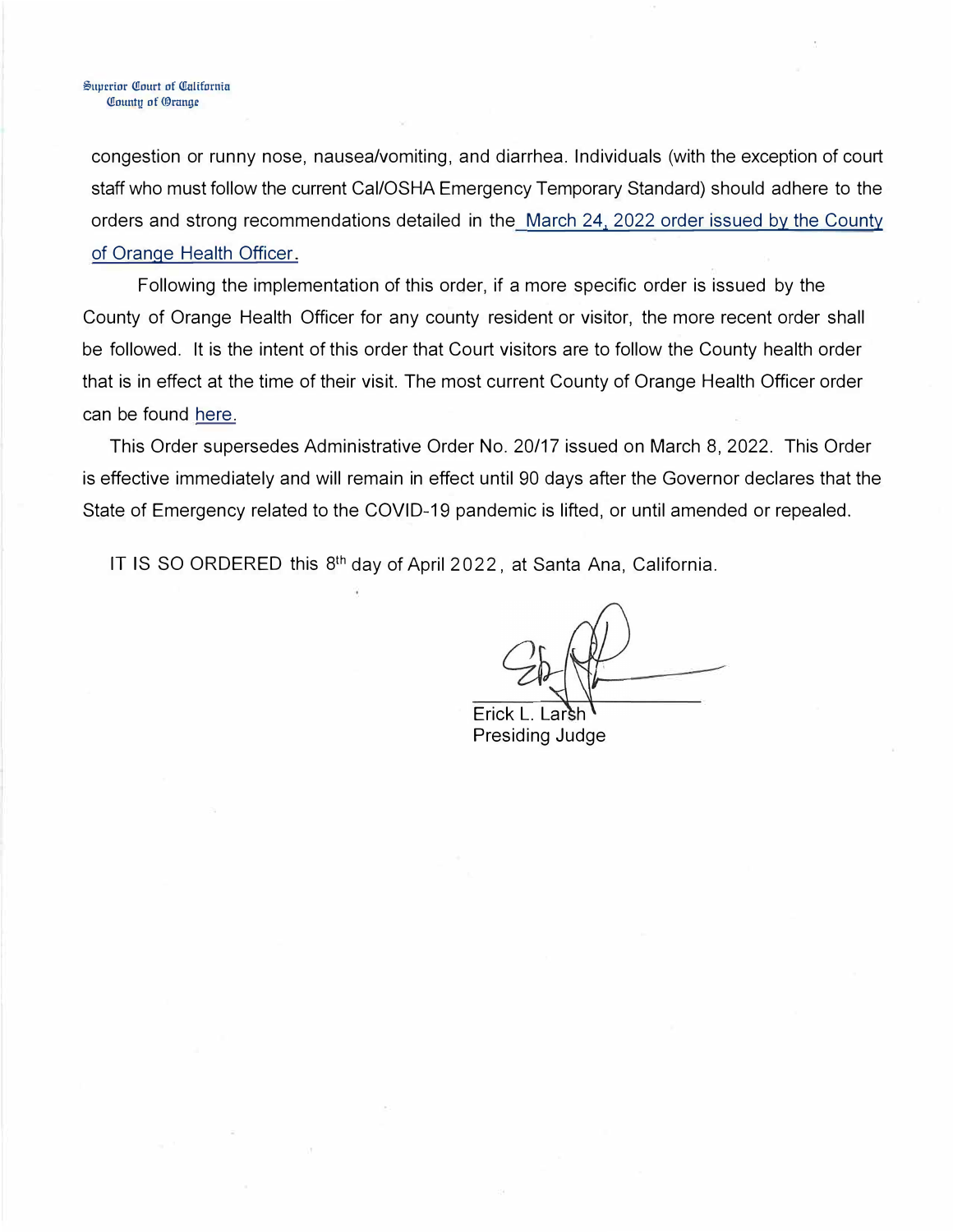congestion or runny nose, nausea/vomiting, and diarrhea. Individuals (with the exception of court staff who must follow the current Cal/OSHA Emergency Temporary Standard) should adhere to the orders and strong recommendations detailed in the March 24, 2022 order issued by the County of Orange Health Officer.

Following the implementation of this order, if a more specific order is issued by the County of Orange Health Officer for any county resident or visitor, the more recent order shall be followed. It is the intent of this order that Court visitors are to follow the County health order that is in effect at the time of their visit. The most current County of Orange Health Officer order can be found here.

This Order supersedes Administrative Order No. 20/17 issued on March 8, 2022. This Order is effective immediately and will remain in effect until 90 days after the Governor declares that the State of Emergency related to the COVID-19 pandemic is lifted, or until amended or repealed.

IT IS SO ORDERED this 8th day of April 2022, at Santa Ana, California.

Erick L. Larsh
Presiding Judge